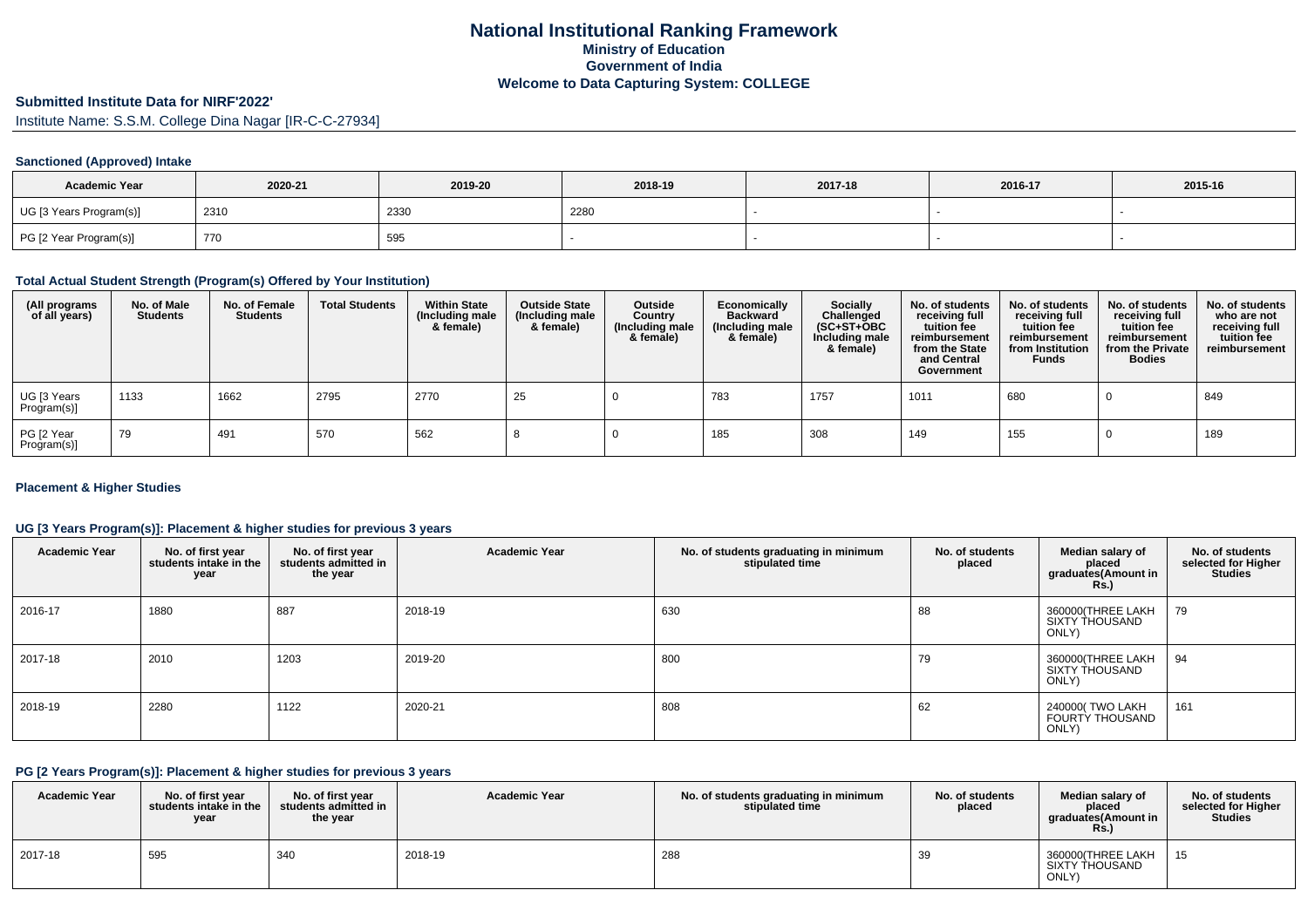# National Institutional Ranking Framework
## Ministry of Education
## Government of India
## Welcome to Data Capturing System: COLLEGE

### Submitted Institute Data for NIRF'2022'

Institute Name: S.S.M. College Dina Nagar [IR-C-C-27934]

#### Sanctioned (Approved) Intake

| Academic Year | 2020-21 | 2019-20 | 2018-19 | 2017-18 | 2016-17 | 2015-16 |
|---|---|---|---|---|---|---|
| UG [3 Years Program(s)] | 2310 | 2330 | 2280 | - | - | - |
| PG [2 Year Program(s)] | 770 | 595 | - | - | - | - |

#### Total Actual Student Strength (Program(s) Offered by Your Institution)

| (All programs of all years) | No. of Male Students | No. of Female Students | Total Students | Within State (Including male & female) | Outside State (Including male & female) | Outside Country (Including male & female) | Economically Backward (Including male & female) | Socially Challenged (SC+ST+OBC Including male & female) | No. of students receiving full tuition fee reimbursement from the State and Central Government | No. of students receiving full tuition fee reimbursement from Institution Funds | No. of students receiving full tuition fee reimbursement from the Private Bodies | No. of students who are not receiving full tuition fee reimbursement |
|---|---|---|---|---|---|---|---|---|---|---|---|---|
| UG [3 Years Program(s)] | 1133 | 1662 | 2795 | 2770 | 25 | 0 | 783 | 1757 | 1011 | 680 | 0 | 849 |
| PG [2 Year Program(s)] | 79 | 491 | 570 | 562 | 8 | 0 | 185 | 308 | 149 | 155 | 0 | 189 |

#### Placement & Higher Studies

#### UG [3 Years Program(s)]: Placement & higher studies for previous 3 years

| Academic Year | No. of first year students intake in the year | No. of first year students admitted in the year | Academic Year | No. of students graduating in minimum stipulated time | No. of students placed | Median salary of placed graduates(Amount in Rs.) | No. of students selected for Higher Studies |
|---|---|---|---|---|---|---|---|
| 2016-17 | 1880 | 887 | 2018-19 | 630 | 88 | 360000(THREE LAKH SIXTY THOUSAND ONLY) | 79 |
| 2017-18 | 2010 | 1203 | 2019-20 | 800 | 79 | 360000(THREE LAKH SIXTY THOUSAND ONLY) | 94 |
| 2018-19 | 2280 | 1122 | 2020-21 | 808 | 62 | 240000( TWO LAKH FOURTY THOUSAND ONLY) | 161 |

#### PG [2 Years Program(s)]: Placement & higher studies for previous 3 years

| Academic Year | No. of first year students intake in the year | No. of first year students admitted in the year | Academic Year | No. of students graduating in minimum stipulated time | No. of students placed | Median salary of placed graduates(Amount in Rs.) | No. of students selected for Higher Studies |
|---|---|---|---|---|---|---|---|
| 2017-18 | 595 | 340 | 2018-19 | 288 | 39 | 360000(THREE LAKH SIXTY THOUSAND ONLY) | 15 |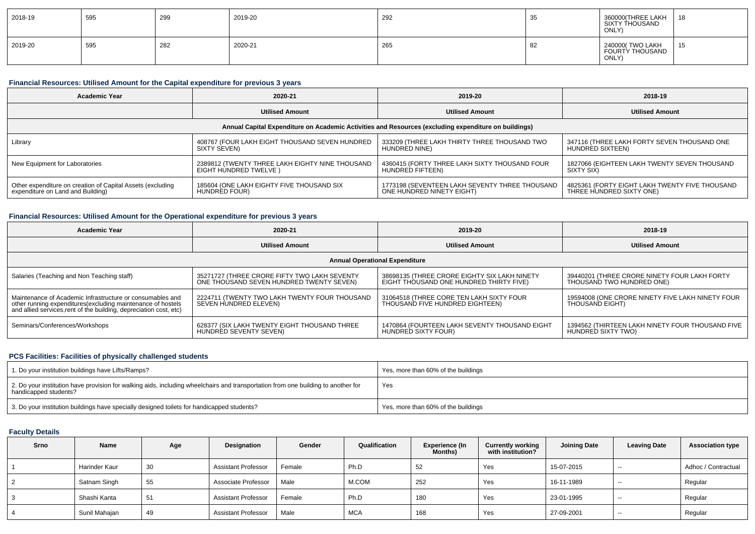| 2018-19 | 595 | 299 | 2019-20 | 292 | 35 | 360000(THREE LAKH SIXTY THOUSAND ONLY) | 18 |
|---|---|---|---|---|---|---|---|
| 2019-20 | 595 | 282 | 2020-21 | 265 | 82 | 240000( TWO LAKH FOURTY THOUSAND ONLY) | 15 |

### Financial Resources: Utilised Amount for the Capital expenditure for previous 3 years

| Academic Year | 2020-21 | 2019-20 | 2018-19 |
|---|---|---|---|
| | Utilised Amount | Utilised Amount | Utilised Amount |
| Annual Capital Expenditure on Academic Activities and Resources (excluding expenditure on buildings) | | | |
| Library | 408767 (FOUR LAKH EIGHT THOUSAND SEVEN HUNDRED SIXTY SEVEN) | 333209 (THREE LAKH THIRTY THREE THOUSAND TWO HUNDRED NINE) | 347116 (THREE LAKH FORTY SEVEN THOUSAND ONE HUNDRED SIXTEEN) |
| New Equipment for Laboratories | 2389812 (TWENTY THREE LAKH EIGHTY NINE THOUSAND EIGHT HUNDRED TWELVE ) | 4360415 (FORTY THREE LAKH SIXTY THOUSAND FOUR HUNDRED FIFTEEN) | 1827066 (EIGHTEEN LAKH TWENTY SEVEN THOUSAND SIXTY SIX) |
| Other expenditure on creation of Capital Assets (excluding expenditure on Land and Building) | 185604 (ONE LAKH EIGHTY FIVE THOUSAND SIX HUNDRED FOUR) | 1773198 (SEVENTEEN LAKH SEVENTY THREE THOUSAND ONE HUNDRED NINETY EIGHT) | 4825361 (FORTY EIGHT LAKH TWENTY FIVE THOUSAND THREE HUNDRED SIXTY ONE) |

### Financial Resources: Utilised Amount for the Operational expenditure for previous 3 years

| Academic Year | 2020-21 | 2019-20 | 2018-19 |
|---|---|---|---|
| | Utilised Amount | Utilised Amount | Utilised Amount |
| Annual Operational Expenditure | | | |
| Salaries (Teaching and Non Teaching staff) | 35271727 (THREE CRORE FIFTY TWO LAKH SEVENTY ONE THOUSAND SEVEN HUNDRED TWENTY SEVEN) | 38698135 (THREE CRORE EIGHTY SIX LAKH NINETY EIGHT THOUSAND ONE HUNDRED THIRTY FIVE) | 39440201 (THREE CRORE NINETY FOUR LAKH FORTY THOUSAND TWO HUNDRED ONE) |
| Maintenance of Academic Infrastructure or consumables and other running expenditures(excluding maintenance of hostels and allied services,rent of the building, depreciation cost, etc) | 2224711 (TWENTY TWO LAKH TWENTY FOUR THOUSAND SEVEN HUNDRED ELEVEN) | 31064518 (THREE CORE TEN LAKH SIXTY FOUR THOUSAND FIVE HUNDRED EIGHTEEN) | 19594008 (ONE CRORE NINETY FIVE LAKH NINETY FOUR THOUSAND EIGHT) |
| Seminars/Conferences/Workshops | 628377 (SIX LAKH TWENTY EIGHT THOUSAND THREE HUNDRED SEVENTY SEVEN) | 1470864 (FOURTEEN LAKH SEVENTY THOUSAND EIGHT HUNDRED SIXTY FOUR) | 1394562 (THIRTEEN LAKH NINETY FOUR THOUSAND FIVE HUNDRED SIXTY TWO) |

### PCS Facilities: Facilities of physically challenged students

| | |
|---|---|
| 1. Do your institution buildings have Lifts/Ramps? | Yes, more than 60% of the buildings |
| 2. Do your institution have provision for walking aids, including wheelchairs and transportation from one building to another for handicapped students? | Yes |
| 3. Do your institution buildings have specially designed toilets for handicapped students? | Yes, more than 60% of the buildings |

### Faculty Details

| Srno | Name | Age | Designation | Gender | Qualification | Experience (In Months) | Currently working with institution? | Joining Date | Leaving Date | Association type |
|---|---|---|---|---|---|---|---|---|---|---|
| 1 | Harinder Kaur | 30 | Assistant Professor | Female | Ph.D | 52 | Yes | 15-07-2015 | -- | Adhoc / Contractual |
| 2 | Satnam Singh | 55 | Associate Professor | Male | M.COM | 252 | Yes | 16-11-1989 | -- | Regular |
| 3 | Shashi Kanta | 51 | Assistant Professor | Female | Ph.D | 180 | Yes | 23-01-1995 | -- | Regular |
| 4 | Sunil Mahajan | 49 | Assistant Professor | Male | MCA | 168 | Yes | 27-09-2001 | -- | Regular |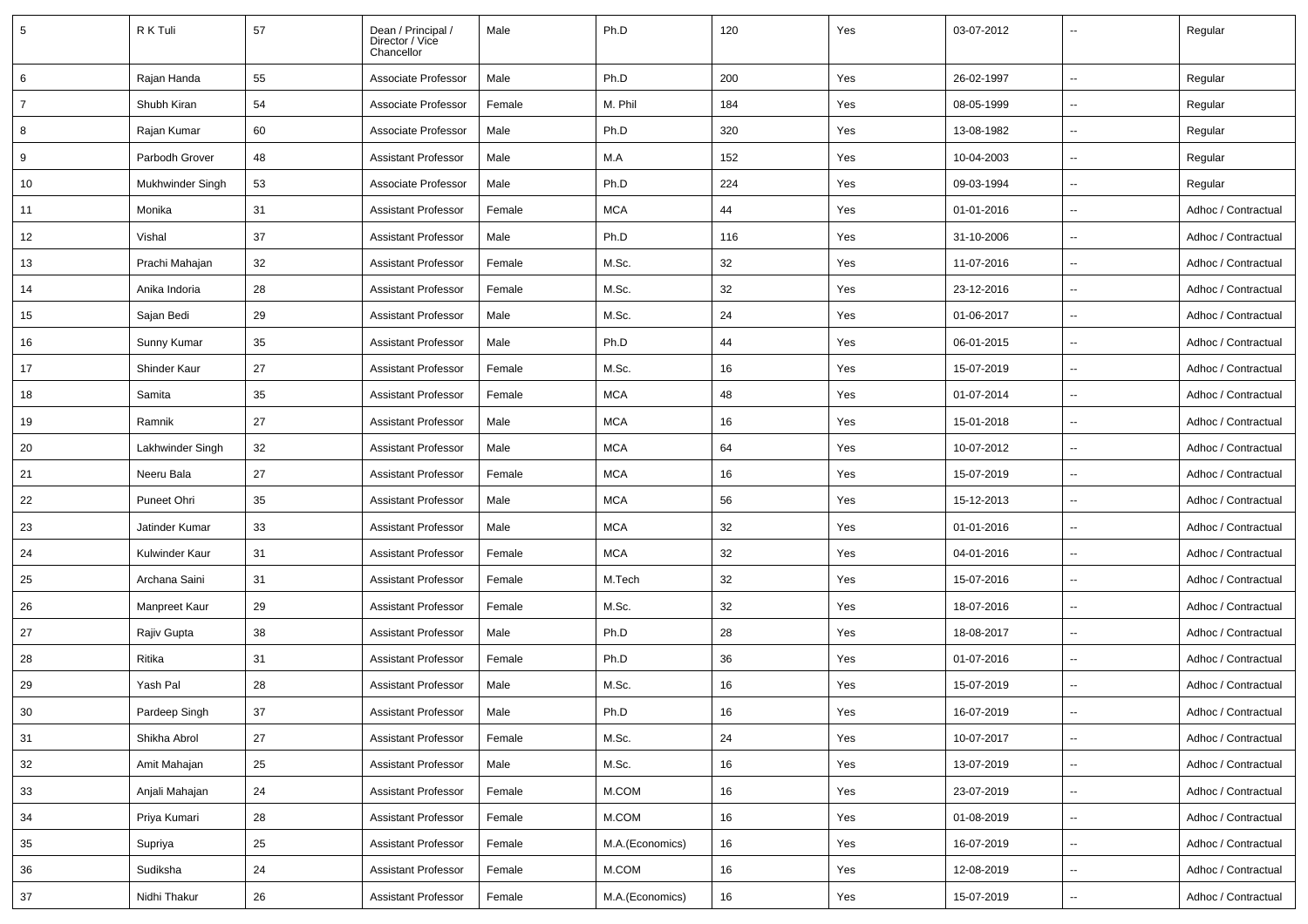| 5 | R K Tuli | 57 | Dean / Principal / Director / Vice Chancellor | Male | Ph.D | 120 | Yes | 03-07-2012 | -- | Regular |
|---|---|---|---|---|---|---|---|---|---|---|
| 6 | Rajan Handa | 55 | Associate Professor | Male | Ph.D | 200 | Yes | 26-02-1997 | -- | Regular |
| 7 | Shubh Kiran | 54 | Associate Professor | Female | M. Phil | 184 | Yes | 08-05-1999 | -- | Regular |
| 8 | Rajan Kumar | 60 | Associate Professor | Male | Ph.D | 320 | Yes | 13-08-1982 | -- | Regular |
| 9 | Parbodh Grover | 48 | Assistant Professor | Male | M.A | 152 | Yes | 10-04-2003 | -- | Regular |
| 10 | Mukhwinder Singh | 53 | Associate Professor | Male | Ph.D | 224 | Yes | 09-03-1994 | -- | Regular |
| 11 | Monika | 31 | Assistant Professor | Female | MCA | 44 | Yes | 01-01-2016 | -- | Adhoc / Contractual |
| 12 | Vishal | 37 | Assistant Professor | Male | Ph.D | 116 | Yes | 31-10-2006 | -- | Adhoc / Contractual |
| 13 | Prachi Mahajan | 32 | Assistant Professor | Female | M.Sc. | 32 | Yes | 11-07-2016 | -- | Adhoc / Contractual |
| 14 | Anika Indoria | 28 | Assistant Professor | Female | M.Sc. | 32 | Yes | 23-12-2016 | -- | Adhoc / Contractual |
| 15 | Sajan Bedi | 29 | Assistant Professor | Male | M.Sc. | 24 | Yes | 01-06-2017 | -- | Adhoc / Contractual |
| 16 | Sunny Kumar | 35 | Assistant Professor | Male | Ph.D | 44 | Yes | 06-01-2015 | -- | Adhoc / Contractual |
| 17 | Shinder Kaur | 27 | Assistant Professor | Female | M.Sc. | 16 | Yes | 15-07-2019 | -- | Adhoc / Contractual |
| 18 | Samita | 35 | Assistant Professor | Female | MCA | 48 | Yes | 01-07-2014 | -- | Adhoc / Contractual |
| 19 | Ramnik | 27 | Assistant Professor | Male | MCA | 16 | Yes | 15-01-2018 | -- | Adhoc / Contractual |
| 20 | Lakhwinder Singh | 32 | Assistant Professor | Male | MCA | 64 | Yes | 10-07-2012 | -- | Adhoc / Contractual |
| 21 | Neeru Bala | 27 | Assistant Professor | Female | MCA | 16 | Yes | 15-07-2019 | -- | Adhoc / Contractual |
| 22 | Puneet Ohri | 35 | Assistant Professor | Male | MCA | 56 | Yes | 15-12-2013 | -- | Adhoc / Contractual |
| 23 | Jatinder Kumar | 33 | Assistant Professor | Male | MCA | 32 | Yes | 01-01-2016 | -- | Adhoc / Contractual |
| 24 | Kulwinder Kaur | 31 | Assistant Professor | Female | MCA | 32 | Yes | 04-01-2016 | -- | Adhoc / Contractual |
| 25 | Archana Saini | 31 | Assistant Professor | Female | M.Tech | 32 | Yes | 15-07-2016 | -- | Adhoc / Contractual |
| 26 | Manpreet Kaur | 29 | Assistant Professor | Female | M.Sc. | 32 | Yes | 18-07-2016 | -- | Adhoc / Contractual |
| 27 | Rajiv Gupta | 38 | Assistant Professor | Male | Ph.D | 28 | Yes | 18-08-2017 | -- | Adhoc / Contractual |
| 28 | Ritika | 31 | Assistant Professor | Female | Ph.D | 36 | Yes | 01-07-2016 | -- | Adhoc / Contractual |
| 29 | Yash Pal | 28 | Assistant Professor | Male | M.Sc. | 16 | Yes | 15-07-2019 | -- | Adhoc / Contractual |
| 30 | Pardeep Singh | 37 | Assistant Professor | Male | Ph.D | 16 | Yes | 16-07-2019 | -- | Adhoc / Contractual |
| 31 | Shikha Abrol | 27 | Assistant Professor | Female | M.Sc. | 24 | Yes | 10-07-2017 | -- | Adhoc / Contractual |
| 32 | Amit Mahajan | 25 | Assistant Professor | Male | M.Sc. | 16 | Yes | 13-07-2019 | -- | Adhoc / Contractual |
| 33 | Anjali Mahajan | 24 | Assistant Professor | Female | M.COM | 16 | Yes | 23-07-2019 | -- | Adhoc / Contractual |
| 34 | Priya Kumari | 28 | Assistant Professor | Female | M.COM | 16 | Yes | 01-08-2019 | -- | Adhoc / Contractual |
| 35 | Supriya | 25 | Assistant Professor | Female | M.A.(Economics) | 16 | Yes | 16-07-2019 | -- | Adhoc / Contractual |
| 36 | Sudiksha | 24 | Assistant Professor | Female | M.COM | 16 | Yes | 12-08-2019 | -- | Adhoc / Contractual |
| 37 | Nidhi Thakur | 26 | Assistant Professor | Female | M.A.(Economics) | 16 | Yes | 15-07-2019 | -- | Adhoc / Contractual |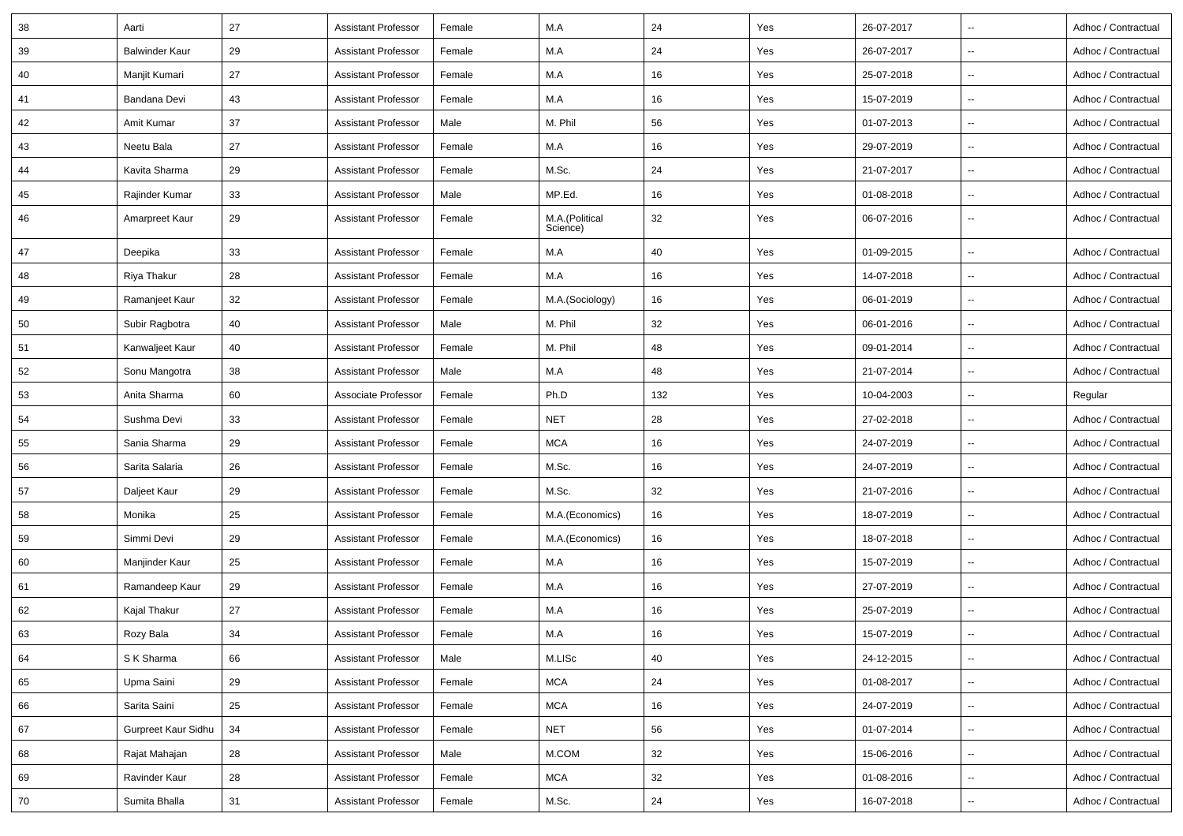| 38 | Aarti | 27 | Assistant Professor | Female | M.A | 24 | Yes | 26-07-2017 | -- | Adhoc / Contractual |
|---|---|---|---|---|---|---|---|---|---|---|
| 39 | Balwinder Kaur | 29 | Assistant Professor | Female | M.A | 24 | Yes | 26-07-2017 | -- | Adhoc / Contractual |
| 40 | Manjit Kumari | 27 | Assistant Professor | Female | M.A | 16 | Yes | 25-07-2018 | -- | Adhoc / Contractual |
| 41 | Bandana Devi | 43 | Assistant Professor | Female | M.A | 16 | Yes | 15-07-2019 | -- | Adhoc / Contractual |
| 42 | Amit Kumar | 37 | Assistant Professor | Male | M. Phil | 56 | Yes | 01-07-2013 | -- | Adhoc / Contractual |
| 43 | Neetu Bala | 27 | Assistant Professor | Female | M.A | 16 | Yes | 29-07-2019 | -- | Adhoc / Contractual |
| 44 | Kavita Sharma | 29 | Assistant Professor | Female | M.Sc. | 24 | Yes | 21-07-2017 | -- | Adhoc / Contractual |
| 45 | Rajinder Kumar | 33 | Assistant Professor | Male | MP.Ed. | 16 | Yes | 01-08-2018 | -- | Adhoc / Contractual |
| 46 | Amarpreet Kaur | 29 | Assistant Professor | Female | M.A.(Political Science) | 32 | Yes | 06-07-2016 | -- | Adhoc / Contractual |
| 47 | Deepika | 33 | Assistant Professor | Female | M.A | 40 | Yes | 01-09-2015 | -- | Adhoc / Contractual |
| 48 | Riya Thakur | 28 | Assistant Professor | Female | M.A | 16 | Yes | 14-07-2018 | -- | Adhoc / Contractual |
| 49 | Ramanjeet Kaur | 32 | Assistant Professor | Female | M.A.(Sociology) | 16 | Yes | 06-01-2019 | -- | Adhoc / Contractual |
| 50 | Subir Ragbotra | 40 | Assistant Professor | Male | M. Phil | 32 | Yes | 06-01-2016 | -- | Adhoc / Contractual |
| 51 | Kanwaljeet Kaur | 40 | Assistant Professor | Female | M. Phil | 48 | Yes | 09-01-2014 | -- | Adhoc / Contractual |
| 52 | Sonu Mangotra | 38 | Assistant Professor | Male | M.A | 48 | Yes | 21-07-2014 | -- | Adhoc / Contractual |
| 53 | Anita Sharma | 60 | Associate Professor | Female | Ph.D | 132 | Yes | 10-04-2003 | -- | Regular |
| 54 | Sushma Devi | 33 | Assistant Professor | Female | NET | 28 | Yes | 27-02-2018 | -- | Adhoc / Contractual |
| 55 | Sania Sharma | 29 | Assistant Professor | Female | MCA | 16 | Yes | 24-07-2019 | -- | Adhoc / Contractual |
| 56 | Sarita Salaria | 26 | Assistant Professor | Female | M.Sc. | 16 | Yes | 24-07-2019 | -- | Adhoc / Contractual |
| 57 | Daljeet Kaur | 29 | Assistant Professor | Female | M.Sc. | 32 | Yes | 21-07-2016 | -- | Adhoc / Contractual |
| 58 | Monika | 25 | Assistant Professor | Female | M.A.(Economics) | 16 | Yes | 18-07-2019 | -- | Adhoc / Contractual |
| 59 | Simmi Devi | 29 | Assistant Professor | Female | M.A.(Economics) | 16 | Yes | 18-07-2018 | -- | Adhoc / Contractual |
| 60 | Manjinder Kaur | 25 | Assistant Professor | Female | M.A | 16 | Yes | 15-07-2019 | -- | Adhoc / Contractual |
| 61 | Ramandeep Kaur | 29 | Assistant Professor | Female | M.A | 16 | Yes | 27-07-2019 | -- | Adhoc / Contractual |
| 62 | Kajal Thakur | 27 | Assistant Professor | Female | M.A | 16 | Yes | 25-07-2019 | -- | Adhoc / Contractual |
| 63 | Rozy Bala | 34 | Assistant Professor | Female | M.A | 16 | Yes | 15-07-2019 | -- | Adhoc / Contractual |
| 64 | S K Sharma | 66 | Assistant Professor | Male | M.LISc | 40 | Yes | 24-12-2015 | -- | Adhoc / Contractual |
| 65 | Upma Saini | 29 | Assistant Professor | Female | MCA | 24 | Yes | 01-08-2017 | -- | Adhoc / Contractual |
| 66 | Sarita Saini | 25 | Assistant Professor | Female | MCA | 16 | Yes | 24-07-2019 | -- | Adhoc / Contractual |
| 67 | Gurpreet Kaur Sidhu | 34 | Assistant Professor | Female | NET | 56 | Yes | 01-07-2014 | -- | Adhoc / Contractual |
| 68 | Rajat Mahajan | 28 | Assistant Professor | Male | M.COM | 32 | Yes | 15-06-2016 | -- | Adhoc / Contractual |
| 69 | Ravinder Kaur | 28 | Assistant Professor | Female | MCA | 32 | Yes | 01-08-2016 | -- | Adhoc / Contractual |
| 70 | Sumita Bhalla | 31 | Assistant Professor | Female | M.Sc. | 24 | Yes | 16-07-2018 | -- | Adhoc / Contractual |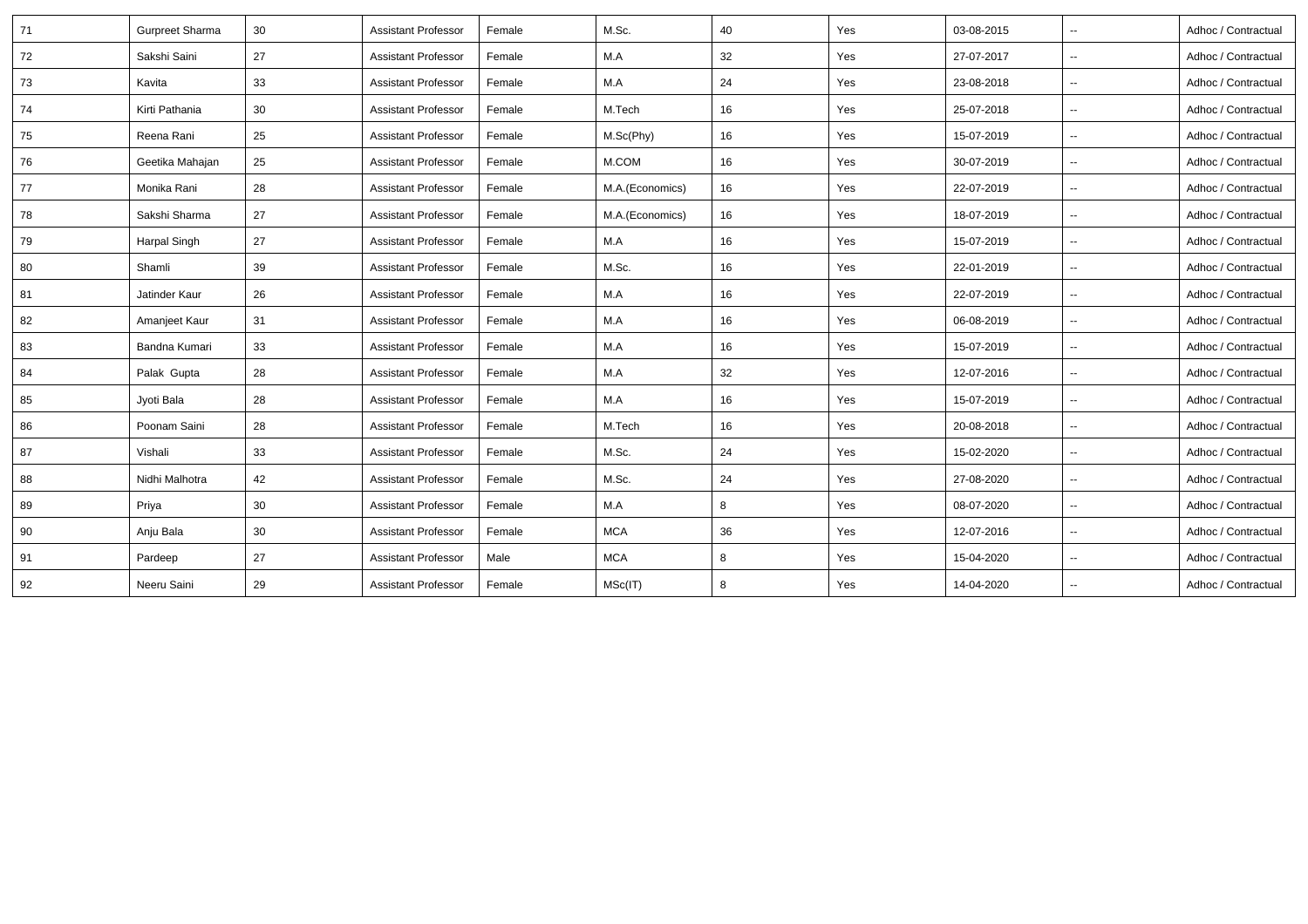| | | | | | | | | | | |
|---|---|---|---|---|---|---|---|---|---|---|
| 71 | Gurpreet Sharma | 30 | Assistant Professor | Female | M.Sc. | 40 | Yes | 03-08-2015 | -- | Adhoc / Contractual |
| 72 | Sakshi Saini | 27 | Assistant Professor | Female | M.A | 32 | Yes | 27-07-2017 | -- | Adhoc / Contractual |
| 73 | Kavita | 33 | Assistant Professor | Female | M.A | 24 | Yes | 23-08-2018 | -- | Adhoc / Contractual |
| 74 | Kirti Pathania | 30 | Assistant Professor | Female | M.Tech | 16 | Yes | 25-07-2018 | -- | Adhoc / Contractual |
| 75 | Reena Rani | 25 | Assistant Professor | Female | M.Sc(Phy) | 16 | Yes | 15-07-2019 | -- | Adhoc / Contractual |
| 76 | Geetika Mahajan | 25 | Assistant Professor | Female | M.COM | 16 | Yes | 30-07-2019 | -- | Adhoc / Contractual |
| 77 | Monika Rani | 28 | Assistant Professor | Female | M.A.(Economics) | 16 | Yes | 22-07-2019 | -- | Adhoc / Contractual |
| 78 | Sakshi Sharma | 27 | Assistant Professor | Female | M.A.(Economics) | 16 | Yes | 18-07-2019 | -- | Adhoc / Contractual |
| 79 | Harpal Singh | 27 | Assistant Professor | Female | M.A | 16 | Yes | 15-07-2019 | -- | Adhoc / Contractual |
| 80 | Shamli | 39 | Assistant Professor | Female | M.Sc. | 16 | Yes | 22-01-2019 | -- | Adhoc / Contractual |
| 81 | Jatinder Kaur | 26 | Assistant Professor | Female | M.A | 16 | Yes | 22-07-2019 | -- | Adhoc / Contractual |
| 82 | Amanjeet Kaur | 31 | Assistant Professor | Female | M.A | 16 | Yes | 06-08-2019 | -- | Adhoc / Contractual |
| 83 | Bandna Kumari | 33 | Assistant Professor | Female | M.A | 16 | Yes | 15-07-2019 | -- | Adhoc / Contractual |
| 84 | Palak Gupta | 28 | Assistant Professor | Female | M.A | 32 | Yes | 12-07-2016 | -- | Adhoc / Contractual |
| 85 | Jyoti Bala | 28 | Assistant Professor | Female | M.A | 16 | Yes | 15-07-2019 | -- | Adhoc / Contractual |
| 86 | Poonam Saini | 28 | Assistant Professor | Female | M.Tech | 16 | Yes | 20-08-2018 | -- | Adhoc / Contractual |
| 87 | Vishali | 33 | Assistant Professor | Female | M.Sc. | 24 | Yes | 15-02-2020 | -- | Adhoc / Contractual |
| 88 | Nidhi Malhotra | 42 | Assistant Professor | Female | M.Sc. | 24 | Yes | 27-08-2020 | -- | Adhoc / Contractual |
| 89 | Priya | 30 | Assistant Professor | Female | M.A | 8 | Yes | 08-07-2020 | -- | Adhoc / Contractual |
| 90 | Anju Bala | 30 | Assistant Professor | Female | MCA | 36 | Yes | 12-07-2016 | -- | Adhoc / Contractual |
| 91 | Pardeep | 27 | Assistant Professor | Male | MCA | 8 | Yes | 15-04-2020 | -- | Adhoc / Contractual |
| 92 | Neeru Saini | 29 | Assistant Professor | Female | MSc(IT) | 8 | Yes | 14-04-2020 | -- | Adhoc / Contractual |